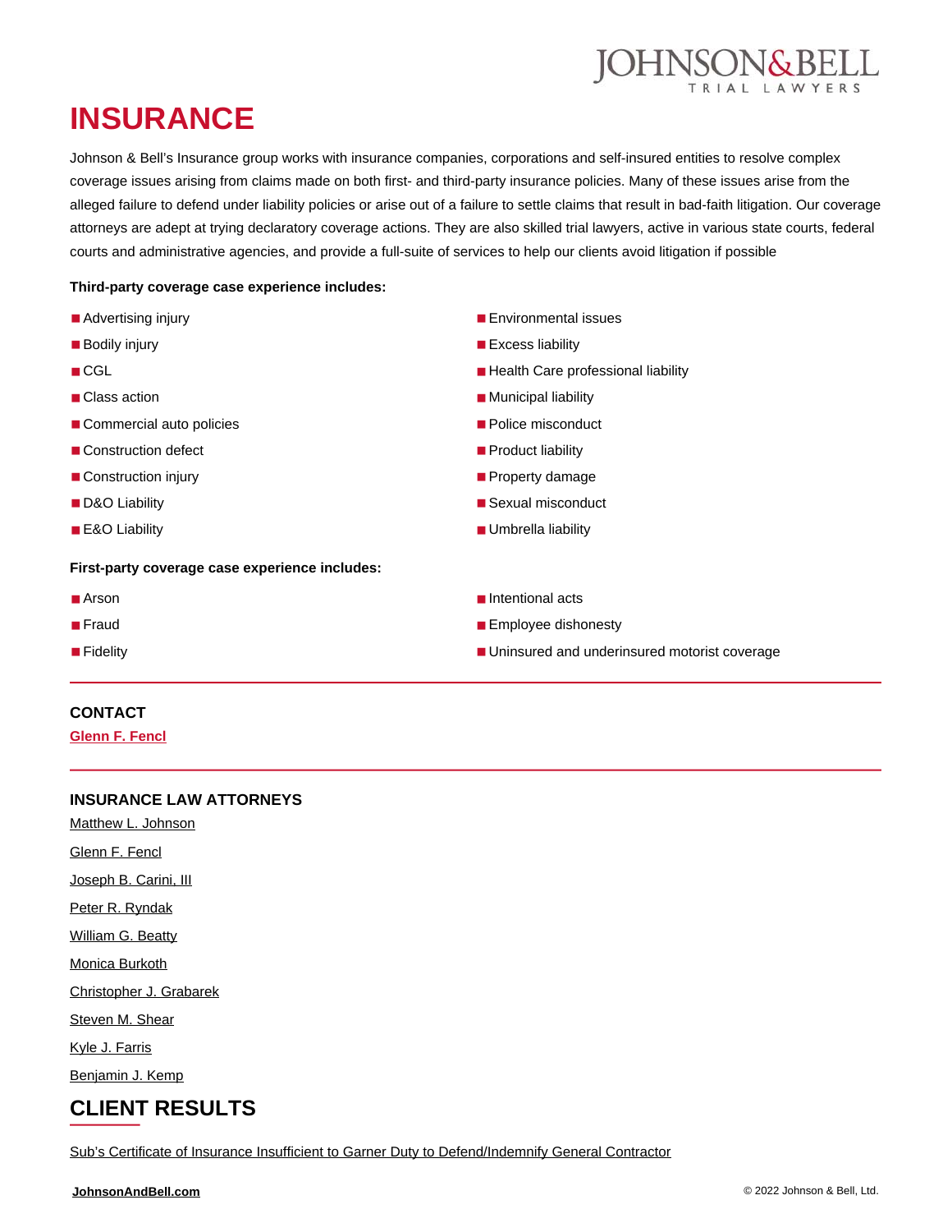# INSURANCE

Johnson & Bell's Insurance group works with insurance companies, corporations and self-insured entities to resolve complex coverage issues arising from claims made on both first- and third-party insurance policies. Many of these issues arise from the alleged failure to defend under liability policies or arise out of a failure to settle claims that result in bad-faith litigation. Our coverage attorneys are adept at trying declaratory coverage actions. They are also skilled trial lawyers, active in various state courts, federal courts and administrative agencies, and provide a full-suite of services to help our clients avoid litigation if possible

**Third-party coverage case experience includes:**

- Advertising injury
- Bodily injury
- CGL
- Class action
- Commercial auto policies
- Construction defect
- Construction injury
- D&O Liability
- E&O Liability
- Environmental issues
- Excess liability
- Health Care professional liability
- Municipal liability
- Police misconduct
- Product liability
- Property damage
- Sexual misconduct
- Umbrella liability

**First-party coverage case experience includes:**

- Arson
- Fraud
- Fidelity
- Intentional acts
- Employee dishonesty
- Uninsured and underinsured motorist coverage

### CONTACT

Glenn F. Fencl

### INSURANCE LAW ATTORNEYS

Matthew L. Johnson

Glenn F. Fencl

Joseph B. Carini, III

Peter R. Ryndak

William G. Beatty

Monica Burkoth

Christopher J. Grabarek

Steven M. Shear

Kyle J. Farris

Benjamin J. Kemp

## CLIENT RESULTS

Sub's Certificate of Insurance Insufficient to Garner Duty to Defend/Indemnify General Contractor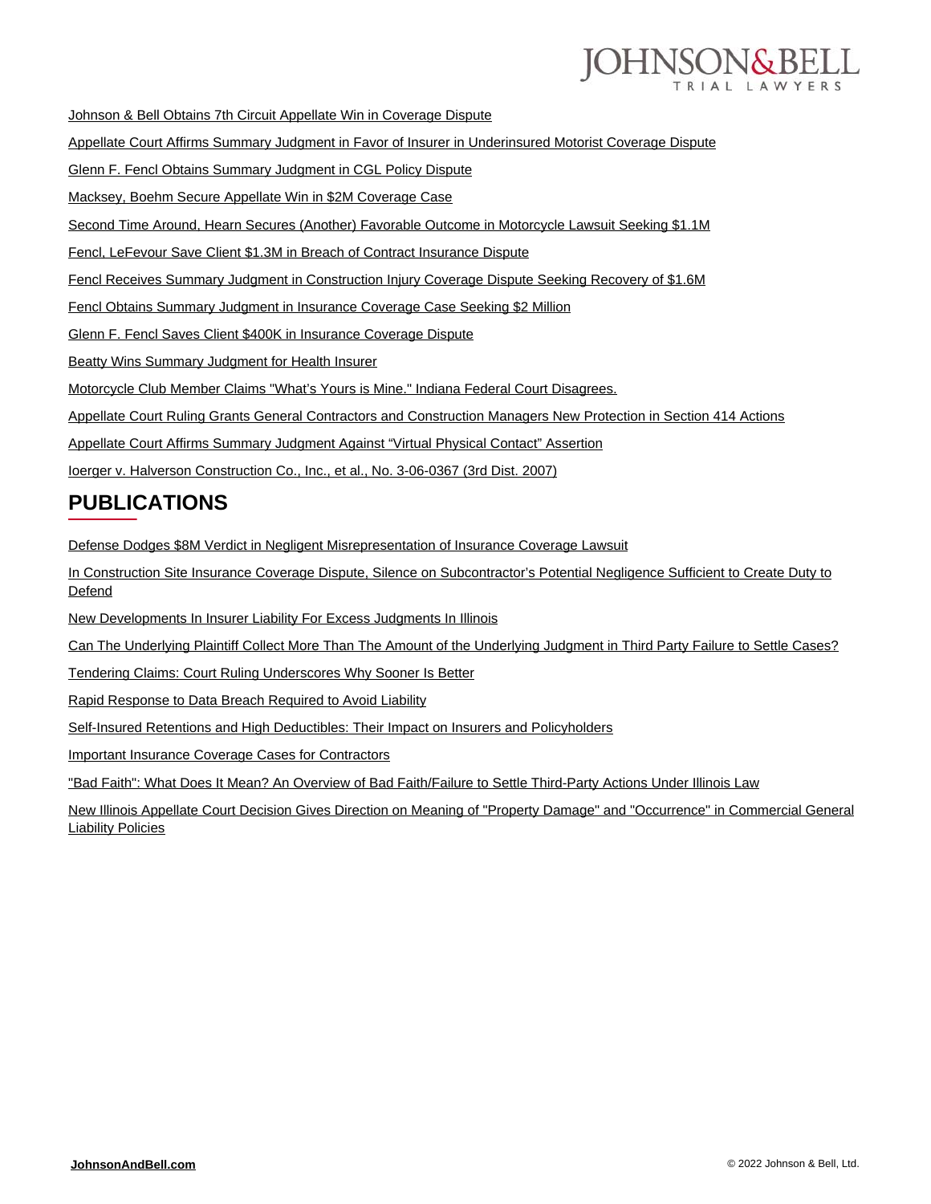Johnson & Bell Obtains 7th Circuit Appellate Win in Coverage Dispute

Appellate Court Affirms Summary Judgment in Favor of Insurer in Underinsured Motorist Coverage Dispute

Glenn F. Fencl Obtains Summary Judgment in CGL Policy Dispute

Macksey, Boehm Secure Appellate Win in $2M Coverage Case

Second Time Around, Hearn Secures (Another) Favorable Outcome in Motorcycle Lawsuit Seeking $1.1M

Fencl, LeFevour Save Client $1.3M in Breach of Contract Insurance Dispute

Fencl Receives Summary Judgment in Construction Injury Coverage Dispute Seeking Recovery of $1.6M

Fencl Obtains Summary Judgment in Insurance Coverage Case Seeking $2 Million

Glenn F. Fencl Saves Client $400K in Insurance Coverage Dispute

Beatty Wins Summary Judgment for Health Insurer

Motorcycle Club Member Claims "What's Yours is Mine." Indiana Federal Court Disagrees.

Appellate Court Ruling Grants General Contractors and Construction Managers New Protection in Section 414 Actions

Appellate Court Affirms Summary Judgment Against "Virtual Physical Contact" Assertion

Ioerger v. Halverson Construction Co., Inc., et al., No. 3-06-0367 (3rd Dist. 2007)

## PUBLICATIONS

Defense Dodges $8M Verdict in Negligent Misrepresentation of Insurance Coverage Lawsuit

In Construction Site Insurance Coverage Dispute, Silence on Subcontractor's Potential Negligence Sufficient to Create Duty to Defend

New Developments In Insurer Liability For Excess Judgments In Illinois

Can The Underlying Plaintiff Collect More Than The Amount of the Underlying Judgment in Third Party Failure to Settle Cases?

Tendering Claims: Court Ruling Underscores Why Sooner Is Better

Rapid Response to Data Breach Required to Avoid Liability

Self-Insured Retentions and High Deductibles: Their Impact on Insurers and Policyholders

Important Insurance Coverage Cases for Contractors

"Bad Faith": What Does It Mean? An Overview of Bad Faith/Failure to Settle Third-Party Actions Under Illinois Law

New Illinois Appellate Court Decision Gives Direction on Meaning of "Property Damage" and "Occurrence" in Commercial General Liability Policies